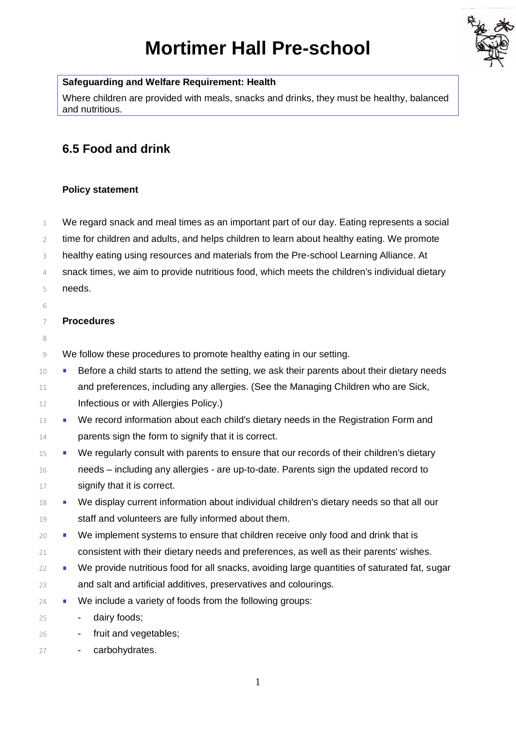# Mortimer Hall Pre-school

**Safeguarding and Welfare Requirement: Health**

Where children are provided with meals, snacks and drinks, they must be healthy, balanced and nutritious.

## 6.5 Food and drink

### Policy statement

We regard snack and meal times as an important part of our day. Eating represents a social time for children and adults, and helps children to learn about healthy eating. We promote healthy eating using resources and materials from the Pre-school Learning Alliance. At snack times, we aim to provide nutritious food, which meets the children's individual dietary needs.

### Procedures

We follow these procedures to promote healthy eating in our setting.

- Before a child starts to attend the setting, we ask their parents about their dietary needs and preferences, including any allergies. (See the Managing Children who are Sick, Infectious or with Allergies Policy.)
- We record information about each child's dietary needs in the Registration Form and parents sign the form to signify that it is correct.
- We regularly consult with parents to ensure that our records of their children's dietary needs – including any allergies - are up-to-date. Parents sign the updated record to signify that it is correct.
- We display current information about individual children's dietary needs so that all our staff and volunteers are fully informed about them.
- We implement systems to ensure that children receive only food and drink that is consistent with their dietary needs and preferences, as well as their parents' wishes.
- We provide nutritious food for all snacks, avoiding large quantities of saturated fat, sugar and salt and artificial additives, preservatives and colourings.
- We include a variety of foods from the following groups:
  - dairy foods;
  - fruit and vegetables;
  - carbohydrates.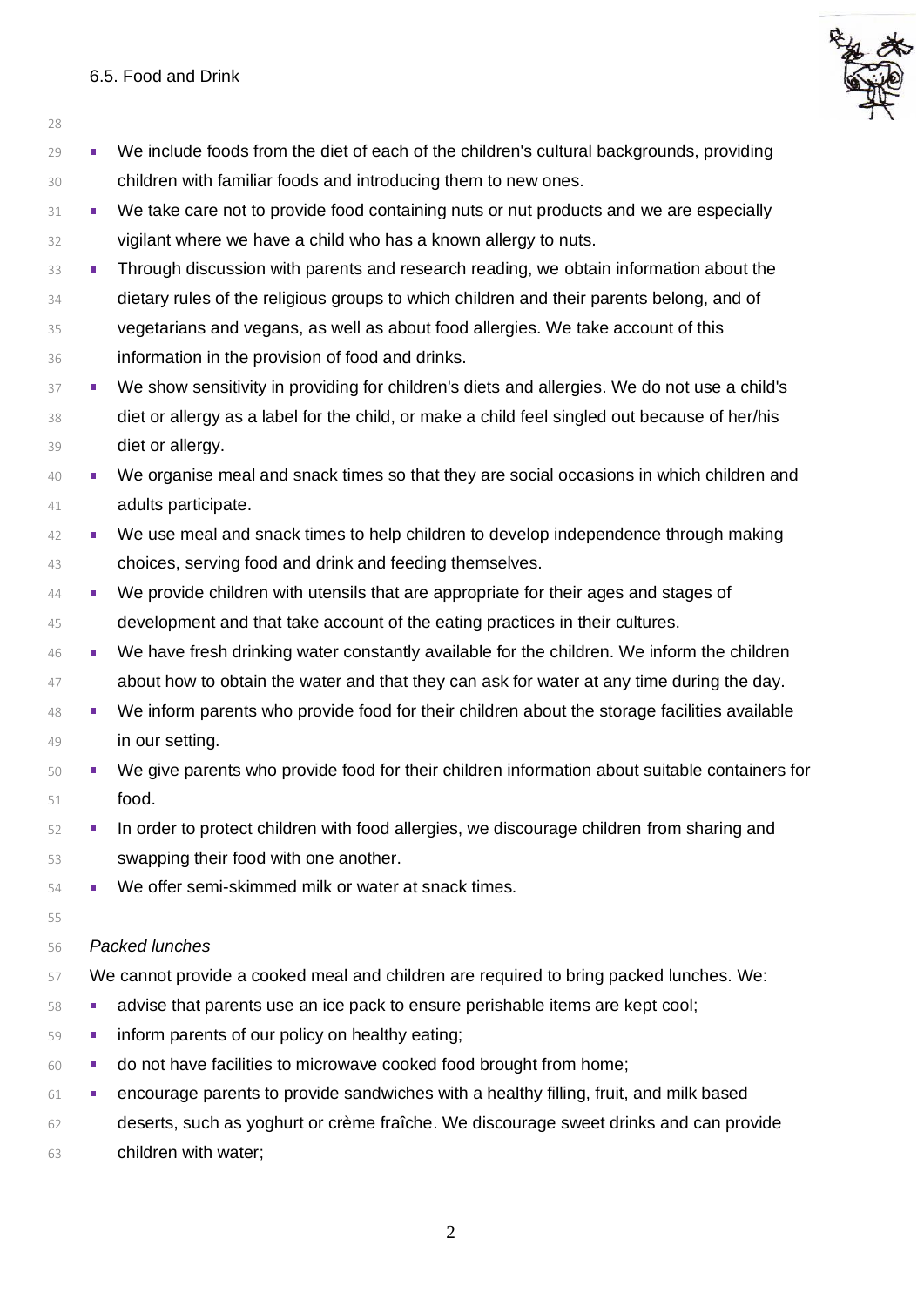6.5. Food and Drink

- We include foods from the diet of each of the children's cultural backgrounds, providing children with familiar foods and introducing them to new ones.
- We take care not to provide food containing nuts or nut products and we are especially vigilant where we have a child who has a known allergy to nuts.
- Through discussion with parents and research reading, we obtain information about the dietary rules of the religious groups to which children and their parents belong, and of vegetarians and vegans, as well as about food allergies. We take account of this information in the provision of food and drinks.
- We show sensitivity in providing for children's diets and allergies. We do not use a child's diet or allergy as a label for the child, or make a child feel singled out because of her/his diet or allergy.
- We organise meal and snack times so that they are social occasions in which children and adults participate.
- We use meal and snack times to help children to develop independence through making choices, serving food and drink and feeding themselves.
- We provide children with utensils that are appropriate for their ages and stages of development and that take account of the eating practices in their cultures.
- We have fresh drinking water constantly available for the children. We inform the children about how to obtain the water and that they can ask for water at any time during the day.
- We inform parents who provide food for their children about the storage facilities available in our setting.
- We give parents who provide food for their children information about suitable containers for food.
- In order to protect children with food allergies, we discourage children from sharing and swapping their food with one another.
- We offer semi-skimmed milk or water at snack times.

*Packed lunches*

We cannot provide a cooked meal and children are required to bring packed lunches. We:

- advise that parents use an ice pack to ensure perishable items are kept cool;
- inform parents of our policy on healthy eating;
- do not have facilities to microwave cooked food brought from home;
- encourage parents to provide sandwiches with a healthy filling, fruit, and milk based deserts, such as yoghurt or crème fraîche. We discourage sweet drinks and can provide children with water;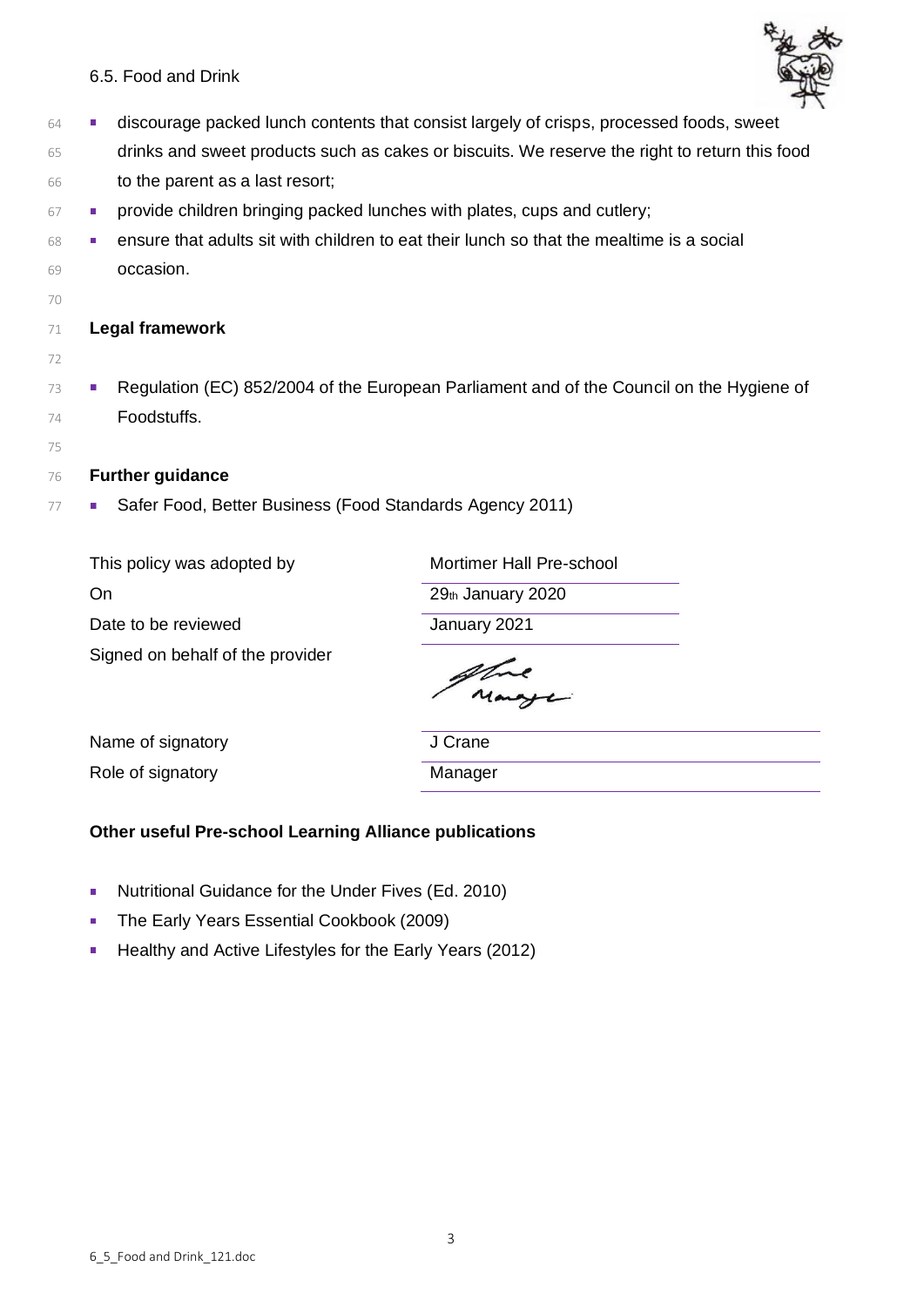- discourage packed lunch contents that consist largely of crisps, processed foods, sweet drinks and sweet products such as cakes or biscuits. We reserve the right to return this food to the parent as a last resort;
- provide children bringing packed lunches with plates, cups and cutlery;
- ensure that adults sit with children to eat their lunch so that the mealtime is a social occasion.

**Legal framework**

- Regulation (EC) 852/2004 of the European Parliament and of the Council on the Hygiene of Foodstuffs.

**Further guidance**

- Safer Food, Better Business (Food Standards Agency 2011)

| | |
|---|---|
| This policy was adopted by | Mortimer Hall Pre-school |
| On | 29th January 2020 |
| Date to be reviewed | January 2021 |
| Signed on behalf of the provider | |
| Name of signatory | J Crane |
| Role of signatory | Manager |

**Other useful Pre-school Learning Alliance publications**

- Nutritional Guidance for the Under Fives (Ed. 2010)
- The Early Years Essential Cookbook (2009)
- Healthy and Active Lifestyles for the Early Years (2012)